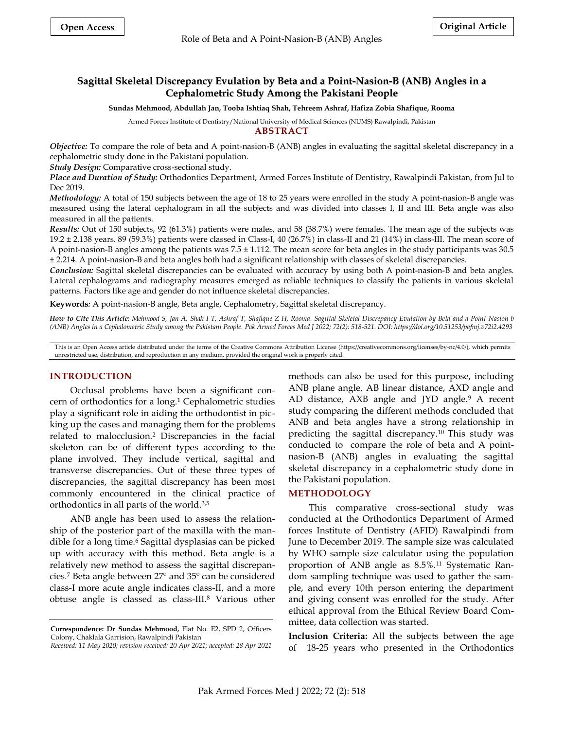Open Access

Original Article

# Sagittal Skeletal Discrepancy Evulation by Beta and a Point-Nasion-B (ANB) Angles in a Cephalometric Study Among the Pakistani People

**Sundas Mehmood, Abdullah Jan, Tooba Ishtiaq Shah, Tehreem Ashraf, Hafiza Zobia Shafique, Rooma**

Armed Forces Institute of Dentistry/National University of Medical Sciences (NUMS) Rawalpindi, Pakistan

## ABSTRACT

***Objective:*** To compare the role of beta and A point-nasion-B (ANB) angles in evaluating the sagittal skeletal discrepancy in a cephalometric study done in the Pakistani population.

***Study Design:*** Comparative cross-sectional study.

***Place and Duration of Study:*** Orthodontics Department, Armed Forces Institute of Dentistry, Rawalpindi Pakistan, from Jul to Dec 2019.

***Methodology:*** A total of 150 subjects between the age of 18 to 25 years were enrolled in the study A point-nasion-B angle was measured using the lateral cephalogram in all the subjects and was divided into classes I, II and III. Beta angle was also measured in all the patients.

***Results:*** Out of 150 subjects, 92 (61.3%) patients were males, and 58 (38.7%) were females. The mean age of the subjects was 19.2 ± 2.138 years. 89 (59.3%) patients were classed in Class-I, 40 (26.7%) in class-II and 21 (14%) in class-III. The mean score of A point-nasion-B angles among the patients was 7.5 ± 1.112. The mean score for beta angles in the study participants was 30.5 ± 2.214. A point-nasion-B and beta angles both had a significant relationship with classes of skeletal discrepancies.

***Conclusion:*** Sagittal skeletal discrepancies can be evaluated with accuracy by using both A point-nasion-B and beta angles. Lateral cephalograms and radiography measures emerged as reliable techniques to classify the patients in various skeletal patterns. Factors like age and gender do not influence skeletal discrepancies.

**Keywords:** A point-nasion-B angle, Beta angle, Cephalometry, Sagittal skeletal discrepancy.

***How to Cite This Article:*** *Mehmood S, Jan A, Shah I T, Ashraf T, Shafique Z H, Rooma. Sagittal Skeletal Discrepancy Evulation by Beta and a Point-Nasion-b (ANB) Angles in a Cephalometric Study among the Pakistani People. Pak Armed Forces Med J 2022; 72(2): 518-521. DOI: https://doi.org/10.51253/pafmj.v72i2.4293*

This is an Open Access article distributed under the terms of the Creative Commons Attribution License (https://creativecommons.org/licenses/by-nc/4.0/), which permits unrestricted use, distribution, and reproduction in any medium, provided the original work is properly cited.

## INTRODUCTION

Occlusal problems have been a significant concern of orthodontics for a long.[1] Cephalometric studies play a significant role in aiding the orthodontist in picking up the cases and managing them for the problems related to malocclusion.[2] Discrepancies in the facial skeleton can be of different types according to the plane involved. They include vertical, sagittal and transverse discrepancies. Out of these three types of discrepancies, the sagittal discrepancy has been most commonly encountered in the clinical practice of orthodontics in all parts of the world.[3,5]

ANB angle has been used to assess the relationship of the posterior part of the maxilla with the mandible for a long time.[6] Sagittal dysplasias can be picked up with accuracy with this method. Beta angle is a relatively new method to assess the sagittal discrepancies.[7] Beta angle between 27° and 35° can be considered class-I more acute angle indicates class-II, and a more obtuse angle is classed as class-III.[8] Various other methods can also be used for this purpose, including ANB plane angle, AB linear distance, AXD angle and AD distance, AXB angle and JYD angle.[9] A recent study comparing the different methods concluded that ANB and beta angles have a strong relationship in predicting the sagittal discrepancy.[10] This study was conducted to compare the role of beta and A point-nasion-B (ANB) angles in evaluating the sagittal skeletal discrepancy in a cephalometric study done in the Pakistani population.

## METHODOLOGY

This comparative cross-sectional study was conducted at the Orthodontics Department of Armed forces Institute of Dentistry (AFID) Rawalpindi from June to December 2019. The sample size was calculated by WHO sample size calculator using the population proportion of ANB angle as 8.5%.[11] Systematic Random sampling technique was used to gather the sample, and every 10th person entering the department and giving consent was enrolled for the study. After ethical approval from the Ethical Review Board Committee, data collection was started.

**Inclusion Criteria:** All the subjects between the age of 18-25 years who presented in the Orthodontics

**Correspondence: Dr Sundas Mehmood,** Flat No. E2, SPD 2, Officers Colony, Chaklala Garrision, Rawalpindi Pakistan

*Received: 11 May 2020; revision received: 20 Apr 2021; accepted: 28 Apr 2021*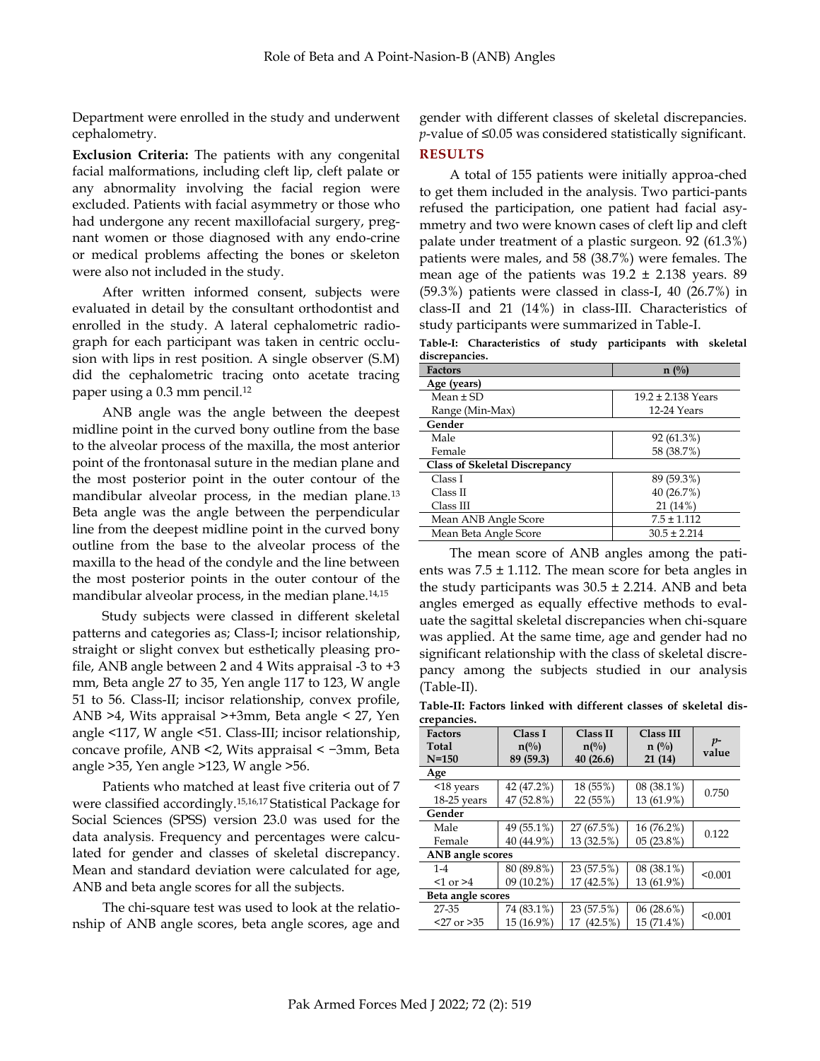Department were enrolled in the study and underwent cephalometry.

**Exclusion Criteria:** The patients with any congenital facial malformations, including cleft lip, cleft palate or any abnormality involving the facial region were excluded. Patients with facial asymmetry or those who had undergone any recent maxillofacial surgery, pregnant women or those diagnosed with any endo-crine or medical problems affecting the bones or skeleton were also not included in the study.

After written informed consent, subjects were evaluated in detail by the consultant orthodontist and enrolled in the study. A lateral cephalometric radiograph for each participant was taken in centric occlusion with lips in rest position. A single observer (S.M) did the cephalometric tracing onto acetate tracing paper using a 0.3 mm pencil.[12]

ANB angle was the angle between the deepest midline point in the curved bony outline from the base to the alveolar process of the maxilla, the most anterior point of the frontonasal suture in the median plane and the most posterior point in the outer contour of the mandibular alveolar process, in the median plane.[13] Beta angle was the angle between the perpendicular line from the deepest midline point in the curved bony outline from the base to the alveolar process of the maxilla to the head of the condyle and the line between the most posterior points in the outer contour of the mandibular alveolar process, in the median plane.[14,15]

Study subjects were classed in different skeletal patterns and categories as; Class-I; incisor relationship, straight or slight convex but esthetically pleasing profile, ANB angle between 2 and 4 Wits appraisal -3 to +3 mm, Beta angle 27 to 35, Yen angle 117 to 123, W angle 51 to 56. Class-II; incisor relationship, convex profile, ANB >4, Wits appraisal >+3mm, Beta angle < 27, Yen angle <117, W angle <51. Class-III; incisor relationship, concave profile, ANB <2, Wits appraisal < −3mm, Beta angle >35, Yen angle >123, W angle >56.

Patients who matched at least five criteria out of 7 were classified accordingly.[15,16,17] Statistical Package for Social Sciences (SPSS) version 23.0 was used for the data analysis. Frequency and percentages were calculated for gender and classes of skeletal discrepancy. Mean and standard deviation were calculated for age, ANB and beta angle scores for all the subjects.

The chi-square test was used to look at the relationship of ANB angle scores, beta angle scores, age and gender with different classes of skeletal discrepancies. *p*-value of ≤0.05 was considered statistically significant.

## RESULTS

A total of 155 patients were initially approa-ched to get them included in the analysis. Two partici-pants refused the participation, one patient had facial asymmetry and two were known cases of cleft lip and cleft palate under treatment of a plastic surgeon. 92 (61.3%) patients were males, and 58 (38.7%) were females. The mean age of the patients was 19.2 ± 2.138 years. 89 (59.3%) patients were classed in class-I, 40 (26.7%) in class-II and 21 (14%) in class-III. Characteristics of study participants were summarized in Table-I.

**Table-I: Characteristics of study participants with skeletal discrepancies.**

| Factors | n (%) |
|---|---|
| **Age (years)** | |
| Mean ± SD | 19.2 ± 2.138 Years |
| Range (Min-Max) | 12-24 Years |
| **Gender** | |
| Male | 92 (61.3%) |
| Female | 58 (38.7%) |
| **Class of Skeletal Discrepancy** | |
| Class I | 89 (59.3%) |
| Class II | 40 (26.7%) |
| Class III | 21 (14%) |
| Mean ANB Angle Score | 7.5 ± 1.112 |
| Mean Beta Angle Score | 30.5 ± 2.214 |

The mean score of ANB angles among the patients was 7.5 ± 1.112. The mean score for beta angles in the study participants was 30.5 ± 2.214. ANB and beta angles emerged as equally effective methods to evaluate the sagittal skeletal discrepancies when chi-square was applied. At the same time, age and gender had no significant relationship with the class of skeletal discrepancy among the subjects studied in our analysis (Table-II).

**Table-II: Factors linked with different classes of skeletal discrepancies.**

| Factors Total N=150 | Class I n(%) 89 (59.3) | Class II n(%) 40 (26.6) | Class III n (%) 21 (14) | *p*-value |
|---|---|---|---|---|
| **Age** | | | | |
| <18 years | 42 (47.2%) | 18 (55%) | 08 (38.1%) | 0.750 |
| 18-25 years | 47 (52.8%) | 22 (55%) | 13 (61.9%) | |
| **Gender** | | | | |
| Male | 49 (55.1%) | 27 (67.5%) | 16 (76.2%) | 0.122 |
| Female | 40 (44.9%) | 13 (32.5%) | 05 (23.8%) | |
| **ANB angle scores** | | | | |
| 1-4 | 80 (89.8%) | 23 (57.5%) | 08 (38.1%) | <0.001 |
| <1 or >4 | 09 (10.2%) | 17 (42.5%) | 13 (61.9%) | |
| **Beta angle scores** | | | | |
| 27-35 | 74 (83.1%) | 23 (57.5%) | 06 (28.6%) | <0.001 |
| <27 or >35 | 15 (16.9%) | 17 (42.5%) | 15 (71.4%) | |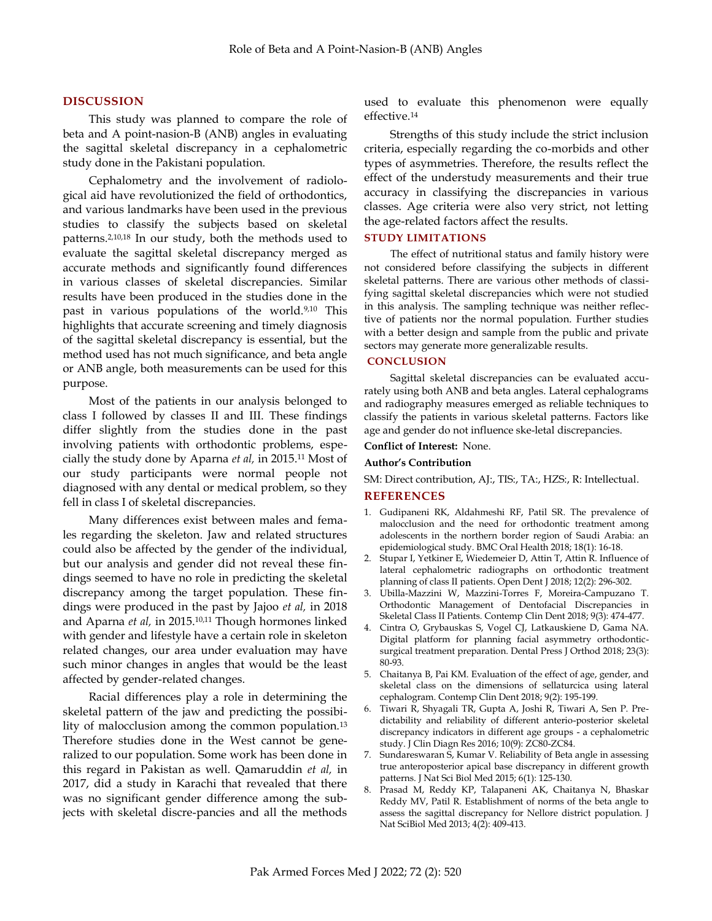## DISCUSSION

This study was planned to compare the role of beta and A point-nasion-B (ANB) angles in evaluating the sagittal skeletal discrepancy in a cephalometric study done in the Pakistani population.

Cephalometry and the involvement of radiological aid have revolutionized the field of orthodontics, and various landmarks have been used in the previous studies to classify the subjects based on skeletal patterns.[2,10,18] In our study, both the methods used to evaluate the sagittal skeletal discrepancy merged as accurate methods and significantly found differences in various classes of skeletal discrepancies. Similar results have been produced in the studies done in the past in various populations of the world.[9,10] This highlights that accurate screening and timely diagnosis of the sagittal skeletal discrepancy is essential, but the method used has not much significance, and beta angle or ANB angle, both measurements can be used for this purpose.

Most of the patients in our analysis belonged to class I followed by classes II and III. These findings differ slightly from the studies done in the past involving patients with orthodontic problems, especially the study done by Aparna *et al,* in 2015.[11] Most of our study participants were normal people not diagnosed with any dental or medical problem, so they fell in class I of skeletal discrepancies.

Many differences exist between males and females regarding the skeleton. Jaw and related structures could also be affected by the gender of the individual, but our analysis and gender did not reveal these findings seemed to have no role in predicting the skeletal discrepancy among the target population. These findings were produced in the past by Jajoo *et al,* in 2018 and Aparna *et al,* in 2015.[10,11] Though hormones linked with gender and lifestyle have a certain role in skeleton related changes, our area under evaluation may have such minor changes in angles that would be the least affected by gender-related changes.

Racial differences play a role in determining the skeletal pattern of the jaw and predicting the possibility of malocclusion among the common population.[13] Therefore studies done in the West cannot be generalized to our population. Some work has been done in this regard in Pakistan as well. Qamaruddin *et al,* in 2017, did a study in Karachi that revealed that there was no significant gender difference among the subjects with skeletal discre-pancies and all the methods used to evaluate this phenomenon were equally effective.[14]

Strengths of this study include the strict inclusion criteria, especially regarding the co-morbids and other types of asymmetries. Therefore, the results reflect the effect of the understudy measurements and their true accuracy in classifying the discrepancies in various classes. Age criteria were also very strict, not letting the age-related factors affect the results.

## STUDY LIMITATIONS

The effect of nutritional status and family history were not considered before classifying the subjects in different skeletal patterns. There are various other methods of classifying sagittal skeletal discrepancies which were not studied in this analysis. The sampling technique was neither reflective of patients nor the normal population. Further studies with a better design and sample from the public and private sectors may generate more generalizable results.

## CONCLUSION

Sagittal skeletal discrepancies can be evaluated accurately using both ANB and beta angles. Lateral cephalograms and radiography measures emerged as reliable techniques to classify the patients in various skeletal patterns. Factors like age and gender do not influence ske-letal discrepancies.

**Conflict of Interest:** None.

**Author's Contribution**

SM: Direct contribution, AJ:, TIS:, TA:, HZS:, R: Intellectual.

## REFERENCES

1. Gudipaneni RK, Aldahmeshi RF, Patil SR. The prevalence of malocclusion and the need for orthodontic treatment among adolescents in the northern border region of Saudi Arabia: an epidemiological study. BMC Oral Health 2018; 18(1): 16-18.
2. Stupar I, Yetkiner E, Wiedemeier D, Attin T, Attin R. Influence of lateral cephalometric radiographs on orthodontic treatment planning of class II patients. Open Dent J 2018; 12(2): 296-302.
3. Ubilla-Mazzini W, Mazzini-Torres F, Moreira-Campuzano T. Orthodontic Management of Dentofacial Discrepancies in Skeletal Class II Patients. Contemp Clin Dent 2018; 9(3): 474-477.
4. Cintra O, Grybauskas S, Vogel CJ, Latkauskiene D, Gama NA. Digital platform for planning facial asymmetry orthodontic-surgical treatment preparation. Dental Press J Orthod 2018; 23(3): 80-93.
5. Chaitanya B, Pai KM. Evaluation of the effect of age, gender, and skeletal class on the dimensions of sellaturcica using lateral cephalogram. Contemp Clin Dent 2018; 9(2): 195-199.
6. Tiwari R, Shyagali TR, Gupta A, Joshi R, Tiwari A, Sen P. Predictability and reliability of different anterio-posterior skeletal discrepancy indicators in different age groups - a cephalometric study. J Clin Diagn Res 2016; 10(9): ZC80-ZC84.
7. Sundareswaran S, Kumar V. Reliability of Beta angle in assessing true anteroposterior apical base discrepancy in different growth patterns. J Nat Sci Biol Med 2015; 6(1): 125-130.
8. Prasad M, Reddy KP, Talapaneni AK, Chaitanya N, Bhaskar Reddy MV, Patil R. Establishment of norms of the beta angle to assess the sagittal discrepancy for Nellore district population. J Nat SciBiol Med 2013; 4(2): 409-413.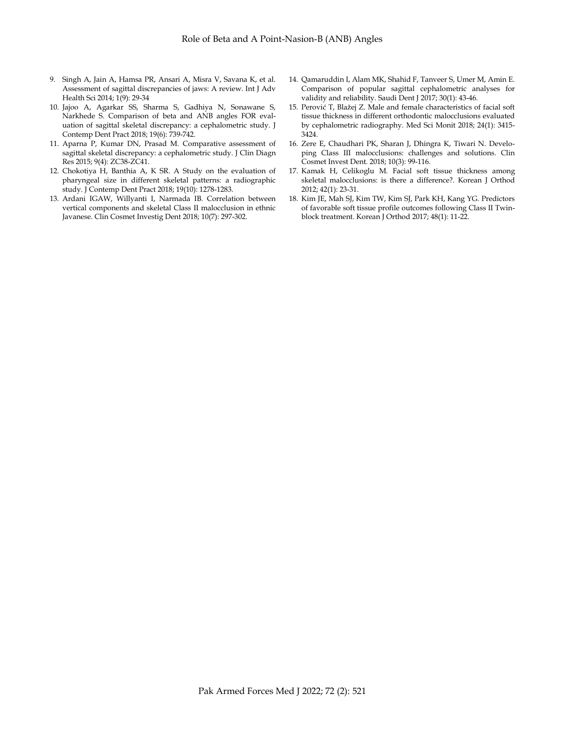9. Singh A, Jain A, Hamsa PR, Ansari A, Misra V, Savana K, et al. Assessment of sagittal discrepancies of jaws: A review. Int J Adv Health Sci 2014; 1(9): 29-34
10. Jajoo A, Agarkar SS, Sharma S, Gadhiya N, Sonawane S, Narkhede S. Comparison of beta and ANB angles FOR evaluation of sagittal skeletal discrepancy: a cephalometric study. J Contemp Dent Pract 2018; 19(6): 739-742.
11. Aparna P, Kumar DN, Prasad M. Comparative assessment of sagittal skeletal discrepancy: a cephalometric study. J Clin Diagn Res 2015; 9(4): ZC38-ZC41.
12. Chokotiya H, Banthia A, K SR. A Study on the evaluation of pharyngeal size in different skeletal patterns: a radiographic study. J Contemp Dent Pract 2018; 19(10): 1278-1283.
13. Ardani IGAW, Willyanti I, Narmada IB. Correlation between vertical components and skeletal Class II malocclusion in ethnic Javanese. Clin Cosmet Investig Dent 2018; 10(7): 297-302.
14. Qamaruddin I, Alam MK, Shahid F, Tanveer S, Umer M, Amin E. Comparison of popular sagittal cephalometric analyses for validity and reliability. Saudi Dent J 2017; 30(1): 43-46.
15. Perović T, Blažej Z. Male and female characteristics of facial soft tissue thickness in different orthodontic malocclusions evaluated by cephalometric radiography. Med Sci Monit 2018; 24(1): 3415-3424.
16. Zere E, Chaudhari PK, Sharan J, Dhingra K, Tiwari N. Developing Class III malocclusions: challenges and solutions. Clin Cosmet Invest Dent. 2018; 10(3): 99-116.
17. Kamak H, Celikoglu M. Facial soft tissue thickness among skeletal malocclusions: is there a difference?. Korean J Orthod 2012; 42(1): 23-31.
18. Kim JE, Mah SJ, Kim TW, Kim SJ, Park KH, Kang YG. Predictors of favorable soft tissue profile outcomes following Class II Twin-block treatment. Korean J Orthod 2017; 48(1): 11-22.